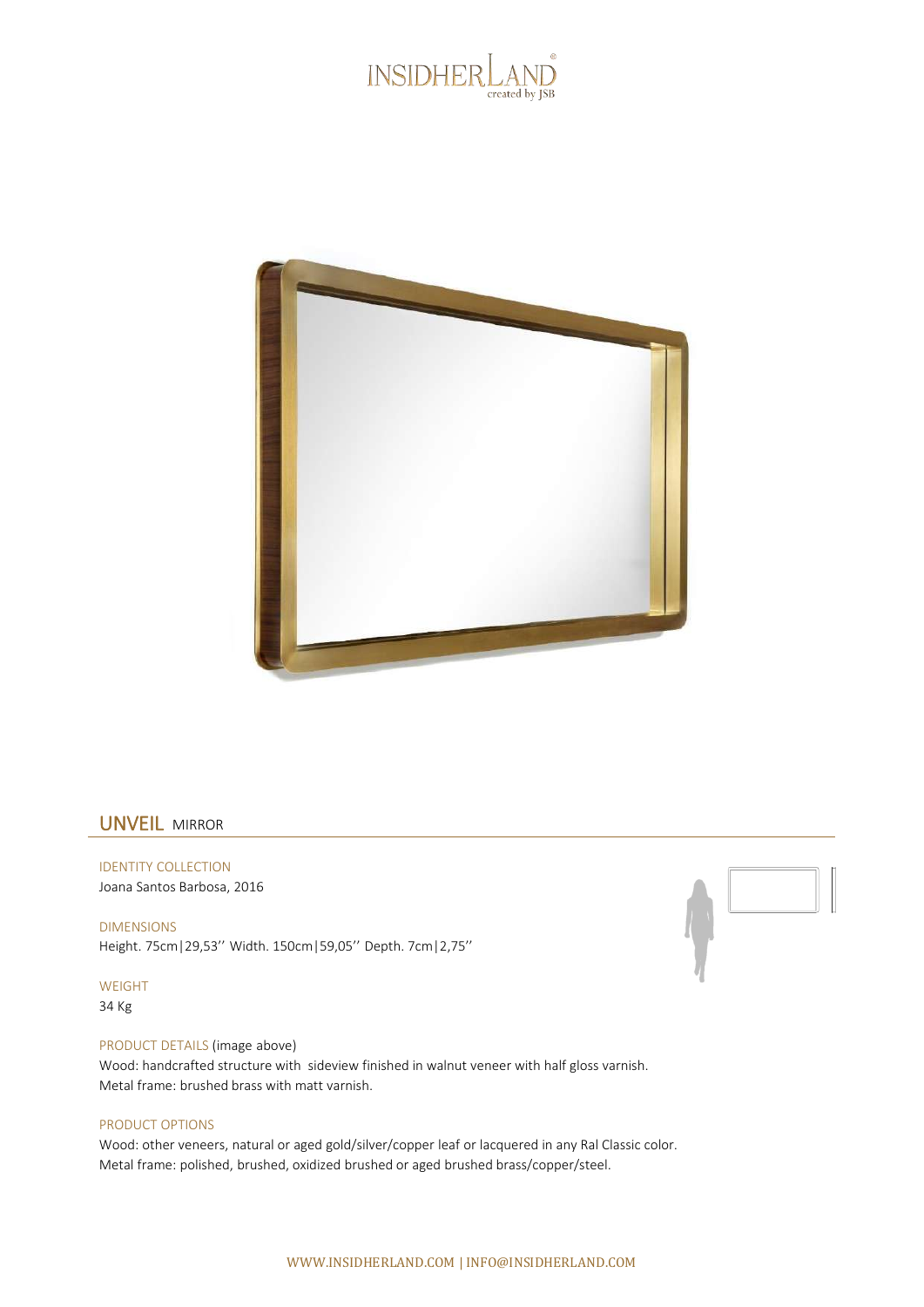INSIDHERLAND® created by JSB

## UNVEIL MIRROR

IDENTITY COLLECTION
Joana Santos Barbosa, 2016

DIMENSIONS
Height. 75cm|29,53'' Width. 150cm|59,05'' Depth. 7cm|2,75''

WEIGHT
34 Kg

PRODUCT DETAILS (image above)
Wood: handcrafted structure with sideview finished in walnut veneer with half gloss varnish.
Metal frame: brushed brass with matt varnish.

PRODUCT OPTIONS
Wood: other veneers, natural or aged gold/silver/copper leaf or lacquered in any Ral Classic color.
Metal frame: polished, brushed, oxidized brushed or aged brushed brass/copper/steel.

WWW.INSIDHERLAND.COM | INFO@INSIDHERLAND.COM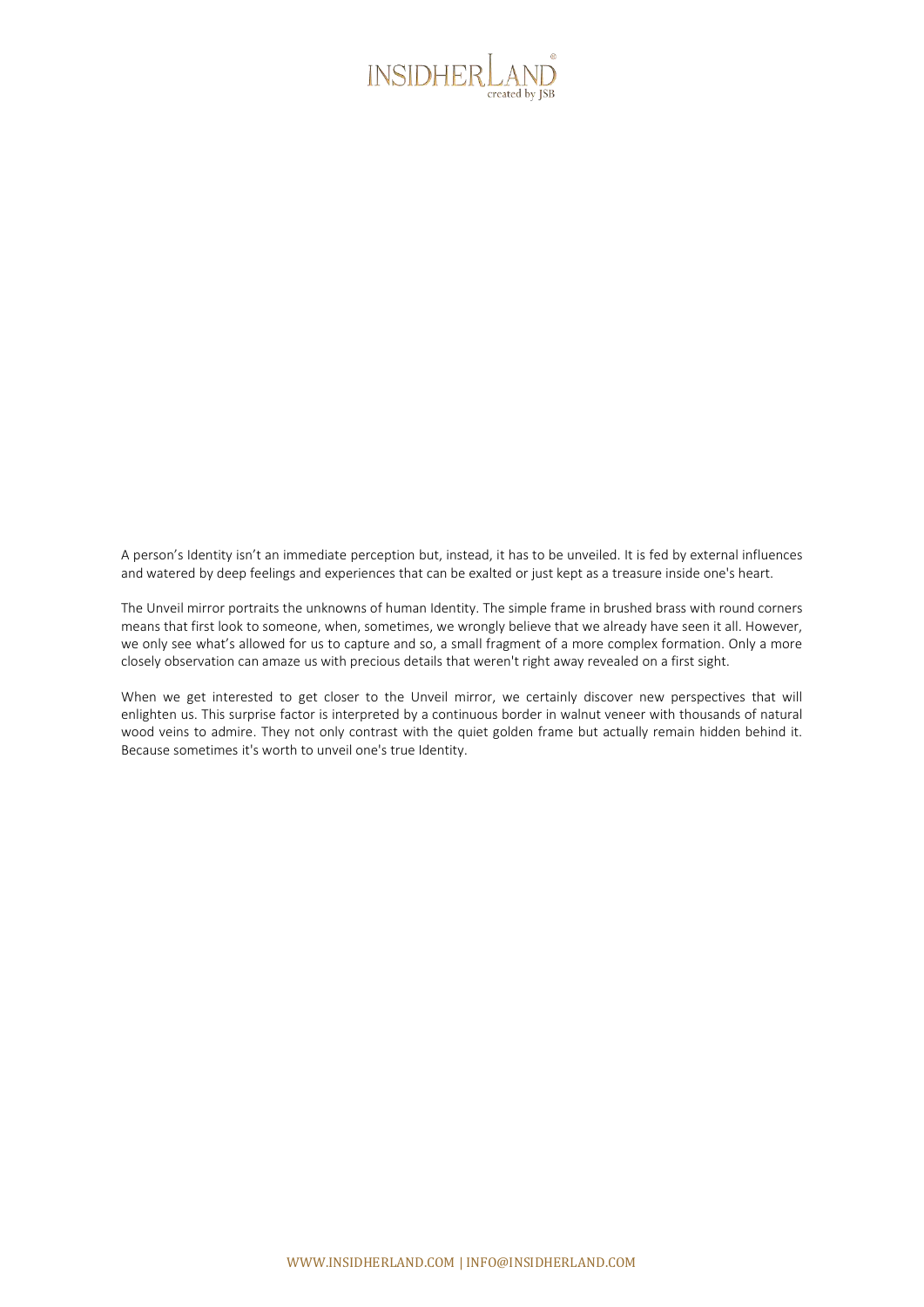A person's Identity isn't an immediate perception but, instead, it has to be unveiled. It is fed by external influences and watered by deep feelings and experiences that can be exalted or just kept as a treasure inside one's heart.

The Unveil mirror portraits the unknowns of human Identity. The simple frame in brushed brass with round corners means that first look to someone, when, sometimes, we wrongly believe that we already have seen it all. However, we only see what's allowed for us to capture and so, a small fragment of a more complex formation. Only a more closely observation can amaze us with precious details that weren't right away revealed on a first sight.

When we get interested to get closer to the Unveil mirror, we certainly discover new perspectives that will enlighten us. This surprise factor is interpreted by a continuous border in walnut veneer with thousands of natural wood veins to admire. They not only contrast with the quiet golden frame but actually remain hidden behind it. Because sometimes it's worth to unveil one's true Identity.